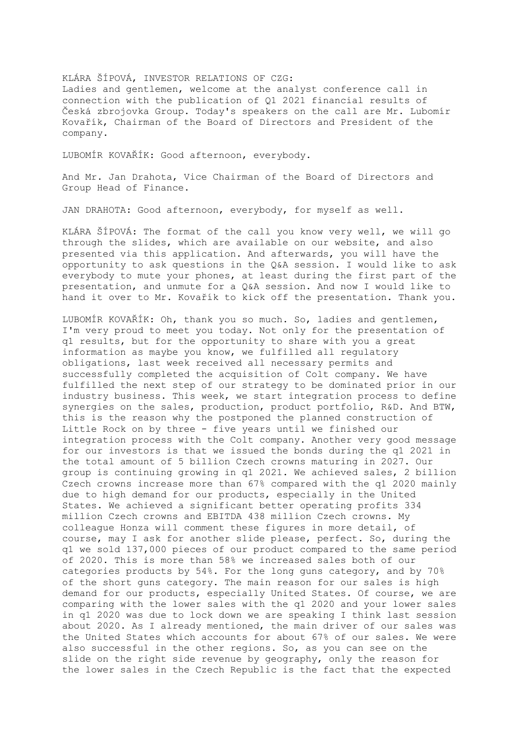KLÁRA ŠÍPOVÁ, INVESTOR RELATIONS OF CZG:
Ladies and gentlemen, welcome at the analyst conference call in connection with the publication of Q1 2021 financial results of Česká zbrojovka Group. Today's speakers on the call are Mr. Lubomír Kovařík, Chairman of the Board of Directors and President of the company.

LUBOMÍR KOVAŘÍK: Good afternoon, everybody.

And Mr. Jan Drahota, Vice Chairman of the Board of Directors and Group Head of Finance.

JAN DRAHOTA: Good afternoon, everybody, for myself as well.

KLÁRA ŠÍPOVÁ: The format of the call you know very well, we will go through the slides, which are available on our website, and also presented via this application. And afterwards, you will have the opportunity to ask questions in the Q&A session. I would like to ask everybody to mute your phones, at least during the first part of the presentation, and unmute for a Q&A session. And now I would like to hand it over to Mr. Kovařík to kick off the presentation. Thank you.

LUBOMÍR KOVAŘÍK: Oh, thank you so much. So, ladies and gentlemen, I'm very proud to meet you today. Not only for the presentation of q1 results, but for the opportunity to share with you a great information as maybe you know, we fulfilled all regulatory obligations, last week received all necessary permits and successfully completed the acquisition of Colt company. We have fulfilled the next step of our strategy to be dominated prior in our industry business. This week, we start integration process to define synergies on the sales, production, product portfolio, R&D. And BTW, this is the reason why the postponed the planned construction of Little Rock on by three - five years until we finished our integration process with the Colt company. Another very good message for our investors is that we issued the bonds during the q1 2021 in the total amount of 5 billion Czech crowns maturing in 2027. Our group is continuing growing in q1 2021. We achieved sales, 2 billion Czech crowns increase more than 67% compared with the q1 2020 mainly due to high demand for our products, especially in the United States. We achieved a significant better operating profits 334 million Czech crowns and EBITDA 438 million Czech crowns. My colleague Honza will comment these figures in more detail, of course, may I ask for another slide please, perfect. So, during the q1 we sold 137,000 pieces of our product compared to the same period of 2020. This is more than 58% we increased sales both of our categories products by 54%. For the long guns category, and by 70% of the short guns category. The main reason for our sales is high demand for our products, especially United States. Of course, we are comparing with the lower sales with the q1 2020 and your lower sales in q1 2020 was due to lock down we are speaking I think last session about 2020. As I already mentioned, the main driver of our sales was the United States which accounts for about 67% of our sales. We were also successful in the other regions. So, as you can see on the slide on the right side revenue by geography, only the reason for the lower sales in the Czech Republic is the fact that the expected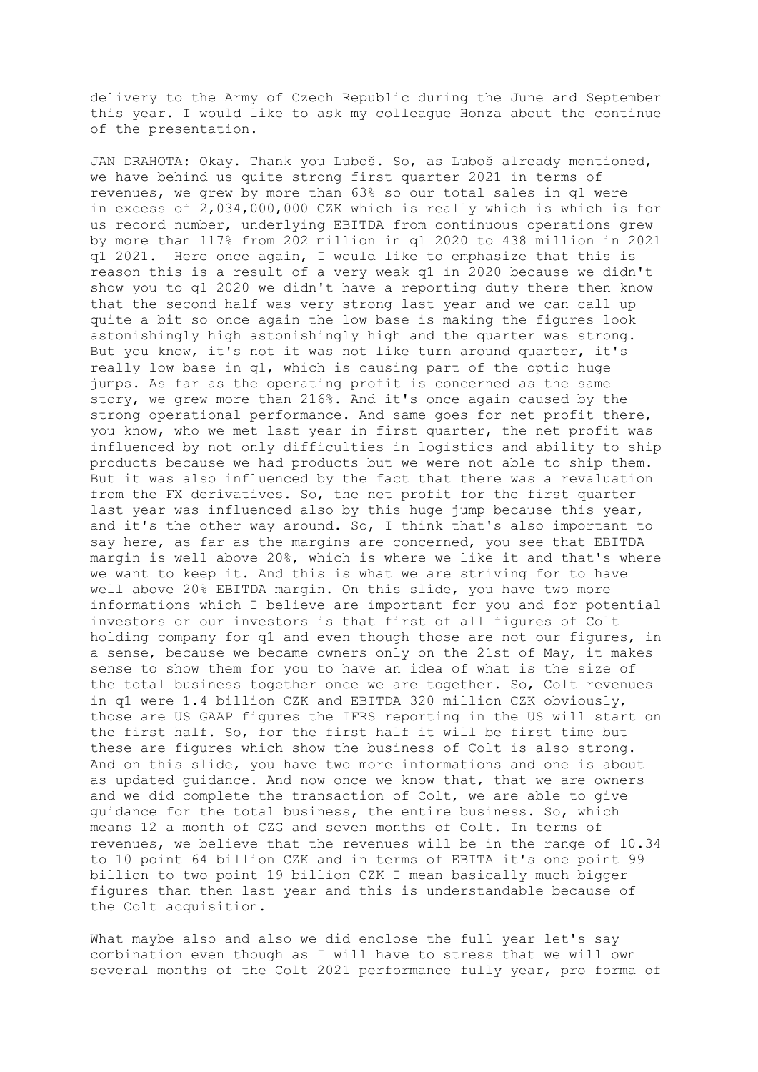delivery to the Army of Czech Republic during the June and September this year. I would like to ask my colleague Honza about the continue of the presentation.

JAN DRAHOTA: Okay. Thank you Luboš. So, as Luboš already mentioned, we have behind us quite strong first quarter 2021 in terms of revenues, we grew by more than 63% so our total sales in q1 were in excess of 2,034,000,000 CZK which is really which is which is for us record number, underlying EBITDA from continuous operations grew by more than 117% from 202 million in q1 2020 to 438 million in 2021 q1 2021. Here once again, I would like to emphasize that this is reason this is a result of a very weak q1 in 2020 because we didn't show you to q1 2020 we didn't have a reporting duty there then know that the second half was very strong last year and we can call up quite a bit so once again the low base is making the figures look astonishingly high astonishingly high and the quarter was strong. But you know, it's not it was not like turn around quarter, it's really low base in q1, which is causing part of the optic huge jumps. As far as the operating profit is concerned as the same story, we grew more than 216%. And it's once again caused by the strong operational performance. And same goes for net profit there, you know, who we met last year in first quarter, the net profit was influenced by not only difficulties in logistics and ability to ship products because we had products but we were not able to ship them. But it was also influenced by the fact that there was a revaluation from the FX derivatives. So, the net profit for the first quarter last year was influenced also by this huge jump because this year, and it's the other way around. So, I think that's also important to say here, as far as the margins are concerned, you see that EBITDA margin is well above 20%, which is where we like it and that's where we want to keep it. And this is what we are striving for to have well above 20% EBITDA margin. On this slide, you have two more informations which I believe are important for you and for potential investors or our investors is that first of all figures of Colt holding company for q1 and even though those are not our figures, in a sense, because we became owners only on the 21st of May, it makes sense to show them for you to have an idea of what is the size of the total business together once we are together. So, Colt revenues in q1 were 1.4 billion CZK and EBITDA 320 million CZK obviously, those are US GAAP figures the IFRS reporting in the US will start on the first half. So, for the first half it will be first time but these are figures which show the business of Colt is also strong. And on this slide, you have two more informations and one is about as updated guidance. And now once we know that, that we are owners and we did complete the transaction of Colt, we are able to give guidance for the total business, the entire business. So, which means 12 a month of CZG and seven months of Colt. In terms of revenues, we believe that the revenues will be in the range of 10.34 to 10 point 64 billion CZK and in terms of EBITA it's one point 99 billion to two point 19 billion CZK I mean basically much bigger figures than then last year and this is understandable because of the Colt acquisition.

What maybe also and also we did enclose the full year let's say combination even though as I will have to stress that we will own several months of the Colt 2021 performance fully year, pro forma of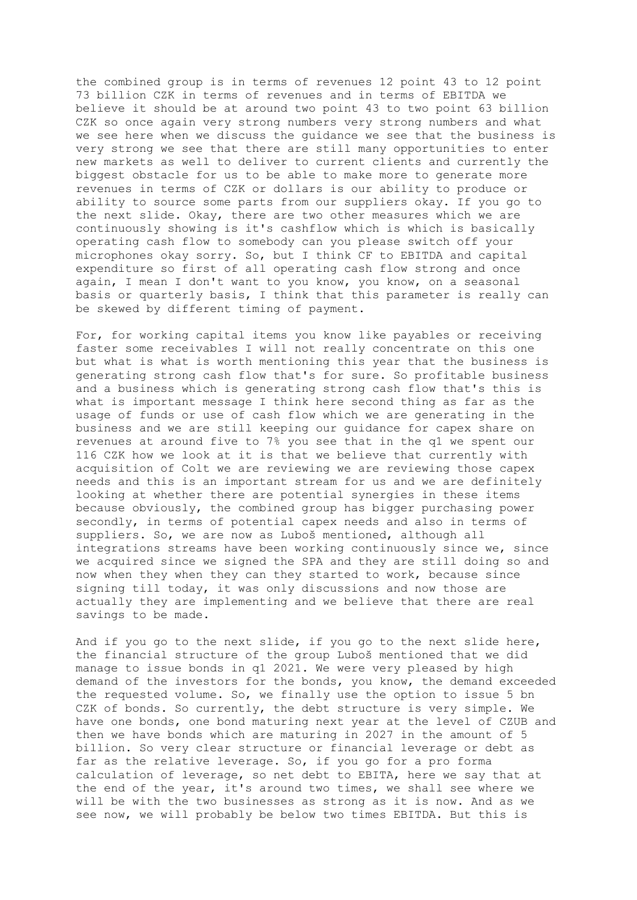the combined group is in terms of revenues 12 point 43 to 12 point 73 billion CZK in terms of revenues and in terms of EBITDA we believe it should be at around two point 43 to two point 63 billion CZK so once again very strong numbers very strong numbers and what we see here when we discuss the guidance we see that the business is very strong we see that there are still many opportunities to enter new markets as well to deliver to current clients and currently the biggest obstacle for us to be able to make more to generate more revenues in terms of CZK or dollars is our ability to produce or ability to source some parts from our suppliers okay. If you go to the next slide. Okay, there are two other measures which we are continuously showing is it's cashflow which is which is basically operating cash flow to somebody can you please switch off your microphones okay sorry. So, but I think CF to EBITDA and capital expenditure so first of all operating cash flow strong and once again, I mean I don't want to you know, you know, on a seasonal basis or quarterly basis, I think that this parameter is really can be skewed by different timing of payment.

For, for working capital items you know like payables or receiving faster some receivables I will not really concentrate on this one but what is what is worth mentioning this year that the business is generating strong cash flow that's for sure. So profitable business and a business which is generating strong cash flow that's this is what is important message I think here second thing as far as the usage of funds or use of cash flow which we are generating in the business and we are still keeping our guidance for capex share on revenues at around five to 7% you see that in the q1 we spent our 116 CZK how we look at it is that we believe that currently with acquisition of Colt we are reviewing we are reviewing those capex needs and this is an important stream for us and we are definitely looking at whether there are potential synergies in these items because obviously, the combined group has bigger purchasing power secondly, in terms of potential capex needs and also in terms of suppliers. So, we are now as Luboš mentioned, although all integrations streams have been working continuously since we, since we acquired since we signed the SPA and they are still doing so and now when they when they can they started to work, because since signing till today, it was only discussions and now those are actually they are implementing and we believe that there are real savings to be made.

And if you go to the next slide, if you go to the next slide here, the financial structure of the group Luboš mentioned that we did manage to issue bonds in q1 2021. We were very pleased by high demand of the investors for the bonds, you know, the demand exceeded the requested volume. So, we finally use the option to issue 5 bn CZK of bonds. So currently, the debt structure is very simple. We have one bonds, one bond maturing next year at the level of CZUB and then we have bonds which are maturing in 2027 in the amount of 5 billion. So very clear structure or financial leverage or debt as far as the relative leverage. So, if you go for a pro forma calculation of leverage, so net debt to EBITA, here we say that at the end of the year, it's around two times, we shall see where we will be with the two businesses as strong as it is now. And as we see now, we will probably be below two times EBITDA. But this is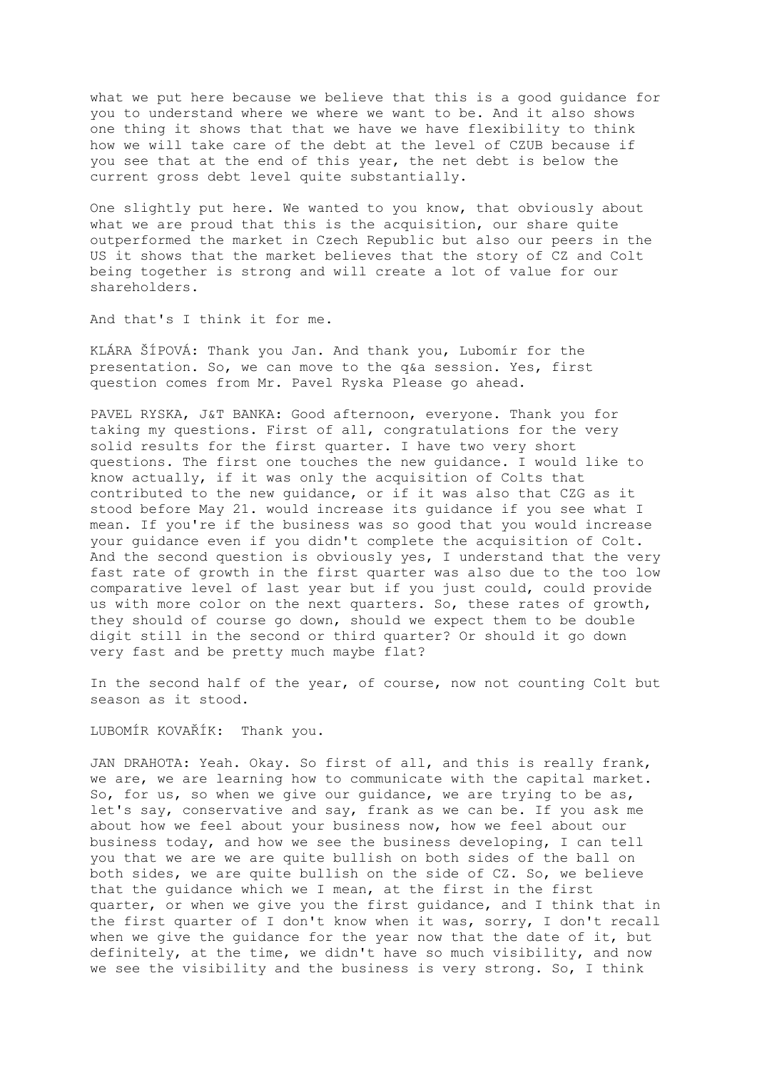what we put here because we believe that this is a good guidance for you to understand where we where we want to be. And it also shows one thing it shows that that we have we have flexibility to think how we will take care of the debt at the level of CZUB because if you see that at the end of this year, the net debt is below the current gross debt level quite substantially.

One slightly put here. We wanted to you know, that obviously about what we are proud that this is the acquisition, our share quite outperformed the market in Czech Republic but also our peers in the US it shows that the market believes that the story of CZ and Colt being together is strong and will create a lot of value for our shareholders.

And that's I think it for me.

KLÁRA ŠÍPOVÁ: Thank you Jan. And thank you, Lubomír for the presentation. So, we can move to the q&a session. Yes, first question comes from Mr. Pavel Ryska Please go ahead.

PAVEL RYSKA, J&T BANKA: Good afternoon, everyone. Thank you for taking my questions. First of all, congratulations for the very solid results for the first quarter. I have two very short questions. The first one touches the new guidance. I would like to know actually, if it was only the acquisition of Colts that contributed to the new guidance, or if it was also that CZG as it stood before May 21. would increase its guidance if you see what I mean. If you're if the business was so good that you would increase your guidance even if you didn't complete the acquisition of Colt. And the second question is obviously yes, I understand that the very fast rate of growth in the first quarter was also due to the too low comparative level of last year but if you just could, could provide us with more color on the next quarters. So, these rates of growth, they should of course go down, should we expect them to be double digit still in the second or third quarter? Or should it go down very fast and be pretty much maybe flat?

In the second half of the year, of course, now not counting Colt but season as it stood.

LUBOMÍR KOVAŘÍK: Thank you.

JAN DRAHOTA: Yeah. Okay. So first of all, and this is really frank, we are, we are learning how to communicate with the capital market. So, for us, so when we give our guidance, we are trying to be as, let's say, conservative and say, frank as we can be. If you ask me about how we feel about your business now, how we feel about our business today, and how we see the business developing, I can tell you that we are we are quite bullish on both sides of the ball on both sides, we are quite bullish on the side of CZ. So, we believe that the guidance which we I mean, at the first in the first quarter, or when we give you the first guidance, and I think that in the first quarter of I don't know when it was, sorry, I don't recall when we give the guidance for the year now that the date of it, but definitely, at the time, we didn't have so much visibility, and now we see the visibility and the business is very strong. So, I think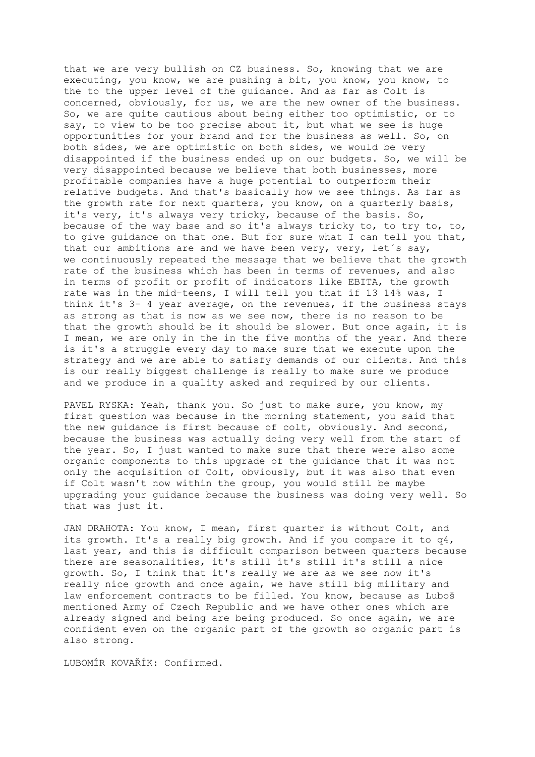that we are very bullish on CZ business. So, knowing that we are executing, you know, we are pushing a bit, you know, you know, to the to the upper level of the guidance. And as far as Colt is concerned, obviously, for us, we are the new owner of the business. So, we are quite cautious about being either too optimistic, or to say, to view to be too precise about it, but what we see is huge opportunities for your brand and for the business as well. So, on both sides, we are optimistic on both sides, we would be very disappointed if the business ended up on our budgets. So, we will be very disappointed because we believe that both businesses, more profitable companies have a huge potential to outperform their relative budgets. And that's basically how we see things. As far as the growth rate for next quarters, you know, on a quarterly basis, it's very, it's always very tricky, because of the basis. So, because of the way base and so it's always tricky to, to try to, to, to give guidance on that one. But for sure what I can tell you that, that our ambitions are and we have been very, very, let´s say, we continuously repeated the message that we believe that the growth rate of the business which has been in terms of revenues, and also in terms of profit or profit of indicators like EBITA, the growth rate was in the mid-teens, I will tell you that if 13 14% was, I think it's 3- 4 year average, on the revenues, if the business stays as strong as that is now as we see now, there is no reason to be that the growth should be it should be slower. But once again, it is I mean, we are only in the in the five months of the year. And there is it's a struggle every day to make sure that we execute upon the strategy and we are able to satisfy demands of our clients. And this is our really biggest challenge is really to make sure we produce and we produce in a quality asked and required by our clients.

PAVEL RYSKA: Yeah, thank you. So just to make sure, you know, my first question was because in the morning statement, you said that the new guidance is first because of colt, obviously. And second, because the business was actually doing very well from the start of the year. So, I just wanted to make sure that there were also some organic components to this upgrade of the guidance that it was not only the acquisition of Colt, obviously, but it was also that even if Colt wasn't now within the group, you would still be maybe upgrading your guidance because the business was doing very well. So that was just it.

JAN DRAHOTA: You know, I mean, first quarter is without Colt, and its growth. It's a really big growth. And if you compare it to q4, last year, and this is difficult comparison between quarters because there are seasonalities, it's still it's still it's still a nice growth. So, I think that it's really we are as we see now it's really nice growth and once again, we have still big military and law enforcement contracts to be filled. You know, because as Luboš mentioned Army of Czech Republic and we have other ones which are already signed and being are being produced. So once again, we are confident even on the organic part of the growth so organic part is also strong.

LUBOMÍR KOVAŘÍK: Confirmed.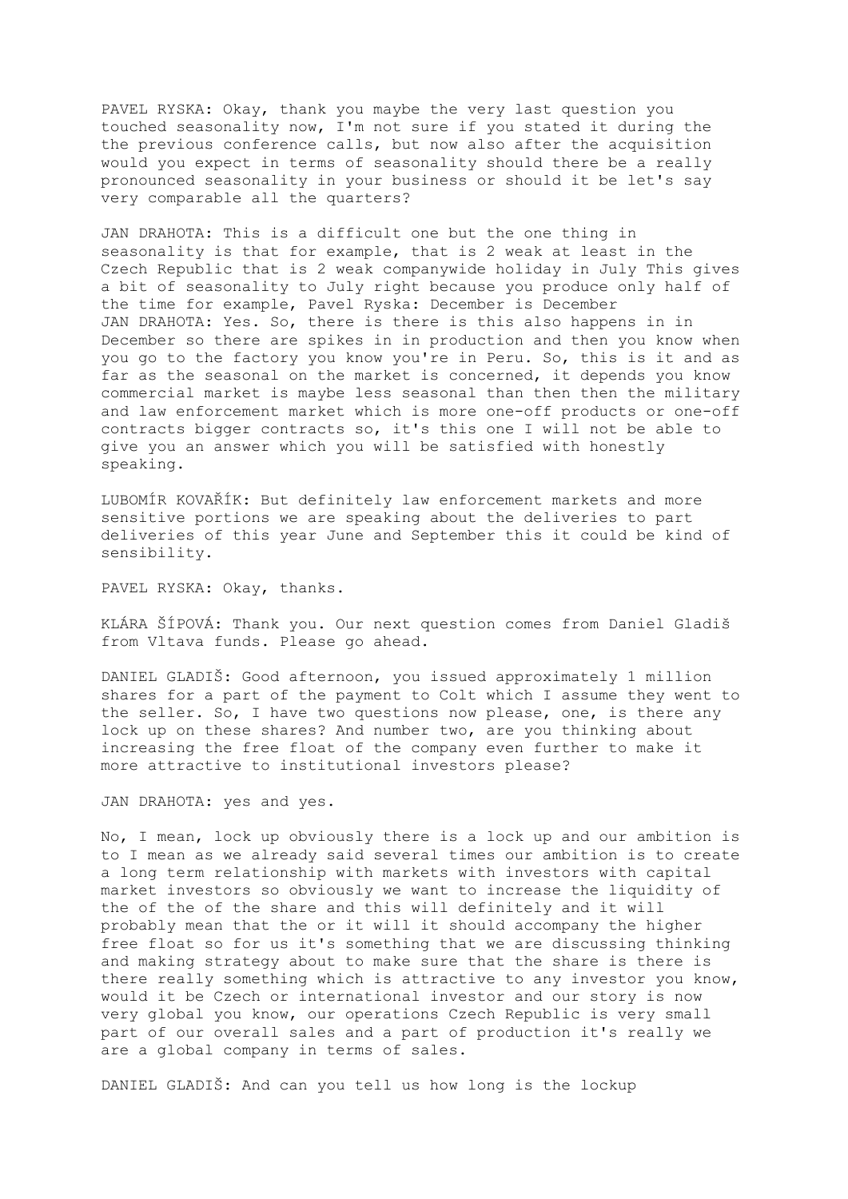PAVEL RYSKA: Okay, thank you maybe the very last question you touched seasonality now, I'm not sure if you stated it during the the previous conference calls, but now also after the acquisition would you expect in terms of seasonality should there be a really pronounced seasonality in your business or should it be let's say very comparable all the quarters?

JAN DRAHOTA: This is a difficult one but the one thing in seasonality is that for example, that is 2 weak at least in the Czech Republic that is 2 weak companywide holiday in July This gives a bit of seasonality to July right because you produce only half of the time for example, Pavel Ryska: December is December
JAN DRAHOTA: Yes. So, there is there is this also happens in in December so there are spikes in in production and then you know when you go to the factory you know you're in Peru. So, this is it and as far as the seasonal on the market is concerned, it depends you know commercial market is maybe less seasonal than then then the military and law enforcement market which is more one-off products or one-off contracts bigger contracts so, it's this one I will not be able to give you an answer which you will be satisfied with honestly speaking.

LUBOMÍR KOVAŘÍK: But definitely law enforcement markets and more sensitive portions we are speaking about the deliveries to part deliveries of this year June and September this it could be kind of sensibility.

PAVEL RYSKA: Okay, thanks.

KLÁRA ŠÍPOVÁ: Thank you. Our next question comes from Daniel Gladiš from Vltava funds. Please go ahead.

DANIEL GLADIŠ: Good afternoon, you issued approximately 1 million shares for a part of the payment to Colt which I assume they went to the seller. So, I have two questions now please, one, is there any lock up on these shares? And number two, are you thinking about increasing the free float of the company even further to make it more attractive to institutional investors please?

JAN DRAHOTA: yes and yes.

No, I mean, lock up obviously there is a lock up and our ambition is to I mean as we already said several times our ambition is to create a long term relationship with markets with investors with capital market investors so obviously we want to increase the liquidity of the of the of the share and this will definitely and it will probably mean that the or it will it should accompany the higher free float so for us it's something that we are discussing thinking and making strategy about to make sure that the share is there is there really something which is attractive to any investor you know, would it be Czech or international investor and our story is now very global you know, our operations Czech Republic is very small part of our overall sales and a part of production it's really we are a global company in terms of sales.

DANIEL GLADIŠ: And can you tell us how long is the lockup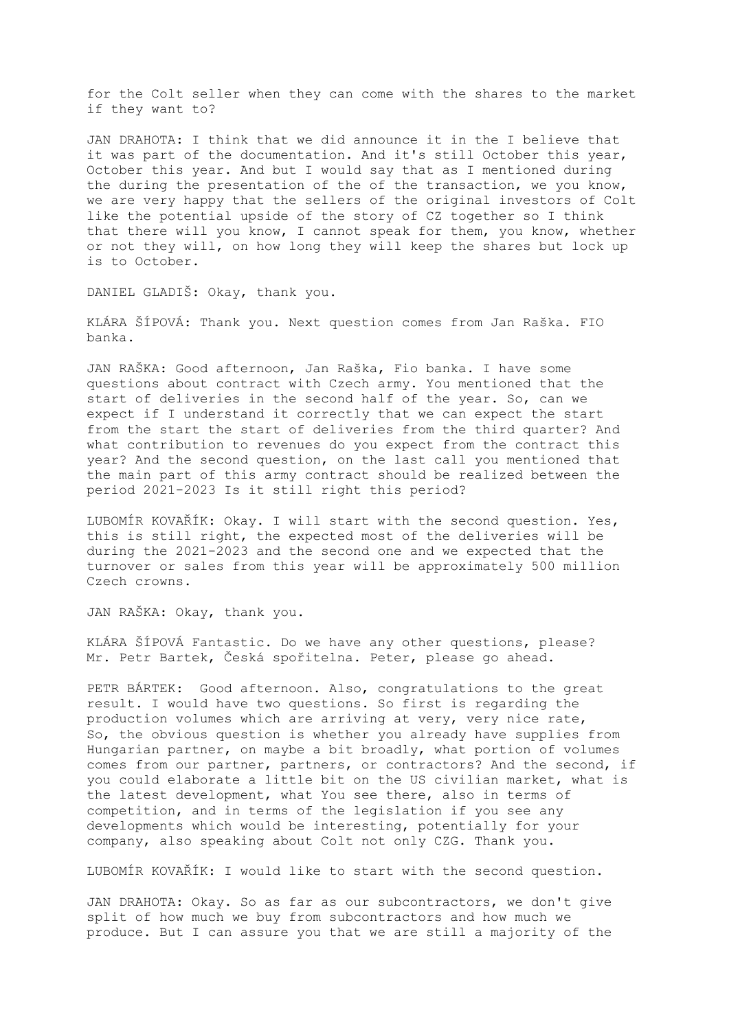for the Colt seller when they can come with the shares to the market if they want to?

JAN DRAHOTA: I think that we did announce it in the I believe that it was part of the documentation. And it's still October this year, October this year. And but I would say that as I mentioned during the during the presentation of the of the transaction, we you know, we are very happy that the sellers of the original investors of Colt like the potential upside of the story of CZ together so I think that there will you know, I cannot speak for them, you know, whether or not they will, on how long they will keep the shares but lock up is to October.

DANIEL GLADIŠ: Okay, thank you.

KLÁRA ŠÍPOVÁ: Thank you. Next question comes from Jan Raška. FIO banka.

JAN RAŠKA: Good afternoon, Jan Raška, Fio banka. I have some questions about contract with Czech army. You mentioned that the start of deliveries in the second half of the year. So, can we expect if I understand it correctly that we can expect the start from the start the start of deliveries from the third quarter? And what contribution to revenues do you expect from the contract this year? And the second question, on the last call you mentioned that the main part of this army contract should be realized between the period 2021-2023 Is it still right this period?

LUBOMÍR KOVAŘÍK: Okay. I will start with the second question. Yes, this is still right, the expected most of the deliveries will be during the 2021-2023 and the second one and we expected that the turnover or sales from this year will be approximately 500 million Czech crowns.

JAN RAŠKA: Okay, thank you.

KLÁRA ŠÍPOVÁ Fantastic. Do we have any other questions, please? Mr. Petr Bartek, Česká spořitelna. Peter, please go ahead.

PETR BÁRTEK: Good afternoon. Also, congratulations to the great result. I would have two questions. So first is regarding the production volumes which are arriving at very, very nice rate, So, the obvious question is whether you already have supplies from Hungarian partner, on maybe a bit broadly, what portion of volumes comes from our partner, partners, or contractors? And the second, if you could elaborate a little bit on the US civilian market, what is the latest development, what You see there, also in terms of competition, and in terms of the legislation if you see any developments which would be interesting, potentially for your company, also speaking about Colt not only CZG. Thank you.

LUBOMÍR KOVAŘÍK: I would like to start with the second question.

JAN DRAHOTA: Okay. So as far as our subcontractors, we don't give split of how much we buy from subcontractors and how much we produce. But I can assure you that we are still a majority of the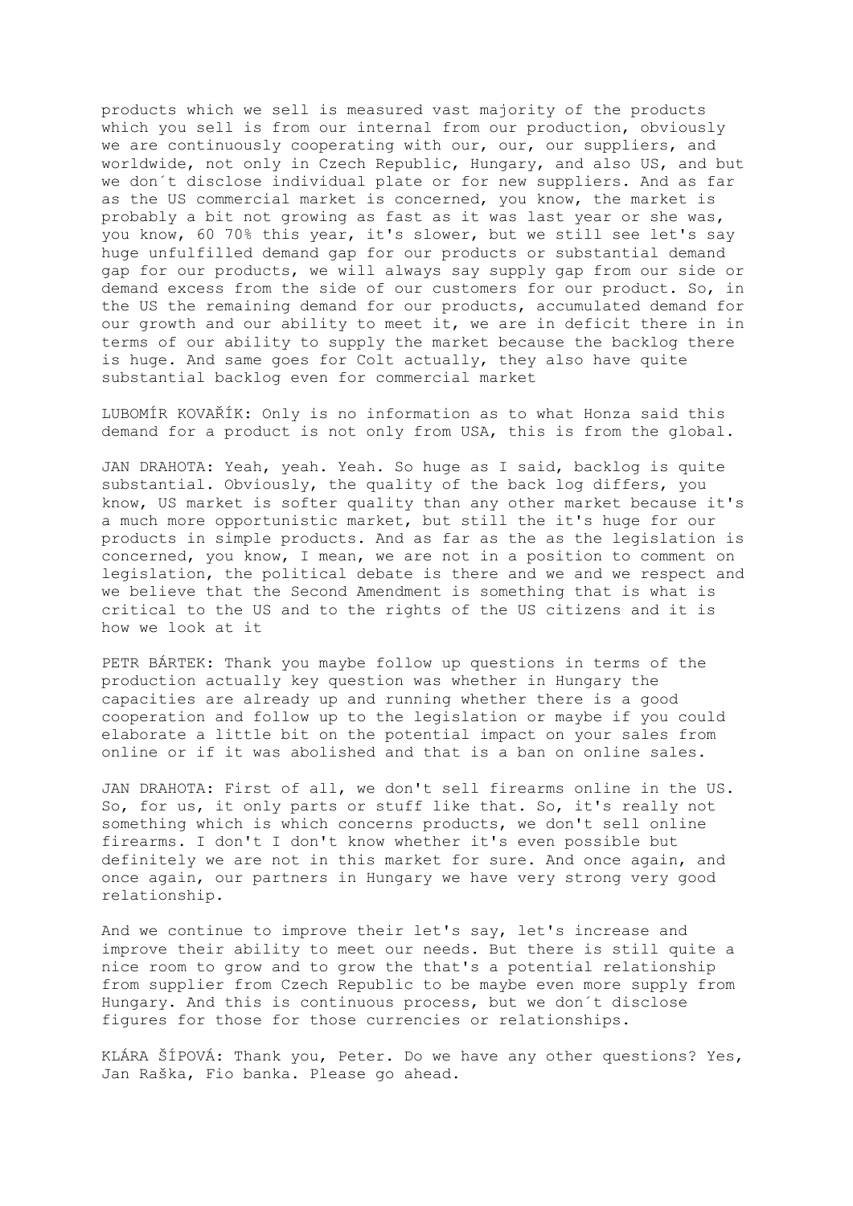products which we sell is measured vast majority of the products which you sell is from our internal from our production, obviously we are continuously cooperating with our, our, our suppliers, and worldwide, not only in Czech Republic, Hungary, and also US, and but we don´t disclose individual plate or for new suppliers. And as far as the US commercial market is concerned, you know, the market is probably a bit not growing as fast as it was last year or she was, you know, 60 70% this year, it's slower, but we still see let's say huge unfulfilled demand gap for our products or substantial demand gap for our products, we will always say supply gap from our side or demand excess from the side of our customers for our product. So, in the US the remaining demand for our products, accumulated demand for our growth and our ability to meet it, we are in deficit there in in terms of our ability to supply the market because the backlog there is huge. And same goes for Colt actually, they also have quite substantial backlog even for commercial market

LUBOMÍR KOVAŘÍK: Only is no information as to what Honza said this demand for a product is not only from USA, this is from the global.

JAN DRAHOTA: Yeah, yeah. Yeah. So huge as I said, backlog is quite substantial. Obviously, the quality of the back log differs, you know, US market is softer quality than any other market because it's a much more opportunistic market, but still the it's huge for our products in simple products. And as far as the as the legislation is concerned, you know, I mean, we are not in a position to comment on legislation, the political debate is there and we and we respect and we believe that the Second Amendment is something that is what is critical to the US and to the rights of the US citizens and it is how we look at it

PETR BÁRTEK: Thank you maybe follow up questions in terms of the production actually key question was whether in Hungary the capacities are already up and running whether there is a good cooperation and follow up to the legislation or maybe if you could elaborate a little bit on the potential impact on your sales from online or if it was abolished and that is a ban on online sales.

JAN DRAHOTA: First of all, we don't sell firearms online in the US. So, for us, it only parts or stuff like that. So, it's really not something which is which concerns products, we don't sell online firearms. I don't I don't know whether it's even possible but definitely we are not in this market for sure. And once again, and once again, our partners in Hungary we have very strong very good relationship.

And we continue to improve their let's say, let's increase and improve their ability to meet our needs. But there is still quite a nice room to grow and to grow the that's a potential relationship from supplier from Czech Republic to be maybe even more supply from Hungary. And this is continuous process, but we don´t disclose figures for those for those currencies or relationships.

KLÁRA ŠÍPOVÁ: Thank you, Peter. Do we have any other questions? Yes, Jan Raška, Fio banka. Please go ahead.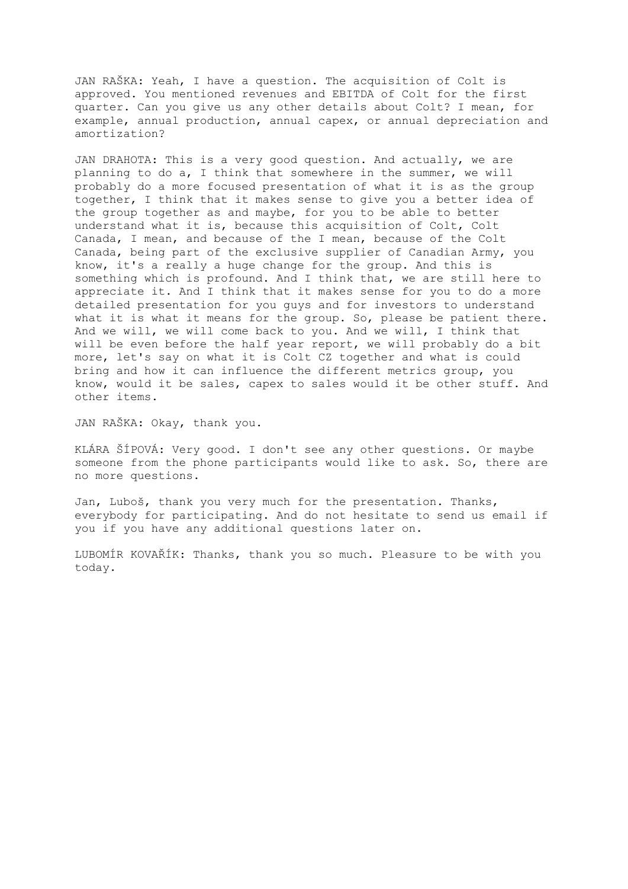JAN RAŠKA: Yeah, I have a question. The acquisition of Colt is approved. You mentioned revenues and EBITDA of Colt for the first quarter. Can you give us any other details about Colt? I mean, for example, annual production, annual capex, or annual depreciation and amortization?

JAN DRAHOTA: This is a very good question. And actually, we are planning to do a, I think that somewhere in the summer, we will probably do a more focused presentation of what it is as the group together, I think that it makes sense to give you a better idea of the group together as and maybe, for you to be able to better understand what it is, because this acquisition of Colt, Colt Canada, I mean, and because of the I mean, because of the Colt Canada, being part of the exclusive supplier of Canadian Army, you know, it's a really a huge change for the group. And this is something which is profound. And I think that, we are still here to appreciate it. And I think that it makes sense for you to do a more detailed presentation for you guys and for investors to understand what it is what it means for the group. So, please be patient there. And we will, we will come back to you. And we will, I think that will be even before the half year report, we will probably do a bit more, let's say on what it is Colt CZ together and what is could bring and how it can influence the different metrics group, you know, would it be sales, capex to sales would it be other stuff. And other items.

JAN RAŠKA: Okay, thank you.

KLÁRA ŠÍPOVÁ: Very good. I don't see any other questions. Or maybe someone from the phone participants would like to ask. So, there are no more questions.

Jan, Luboš, thank you very much for the presentation. Thanks, everybody for participating. And do not hesitate to send us email if you if you have any additional questions later on.

LUBOMÍR KOVAŘÍK: Thanks, thank you so much. Pleasure to be with you today.